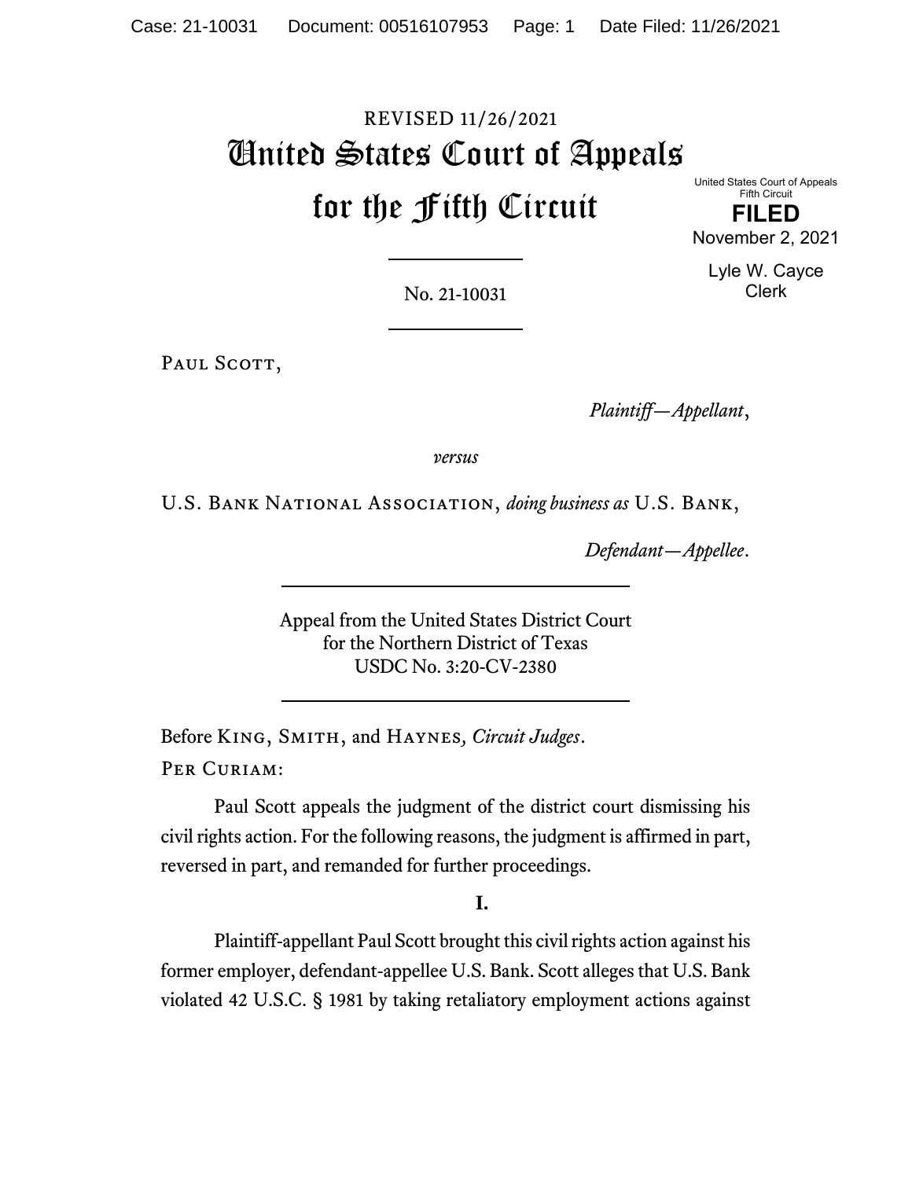REVISED 11/26/2021

# United States Court of Appeals for the Fifth Circuit

United States Court of Appeals
Fifth Circuit

**FILED**

November 2, 2021

Lyle W. Cayce
Clerk

No. 21-10031

Paul Scott,

*Plaintiff—Appellant*,

*versus*

U.S. Bank National Association, *doing business as* U.S. Bank,

*Defendant—Appellee*.

Appeal from the United States District Court
for the Northern District of Texas
USDC No. 3:20-CV-2380

Before King, Smith, and Haynes, *Circuit Judges*.

Per Curiam:

Paul Scott appeals the judgment of the district court dismissing his civil rights action. For the following reasons, the judgment is affirmed in part, reversed in part, and remanded for further proceedings.

## I.

Plaintiff-appellant Paul Scott brought this civil rights action against his former employer, defendant-appellee U.S. Bank. Scott alleges that U.S. Bank violated 42 U.S.C. § 1981 by taking retaliatory employment actions against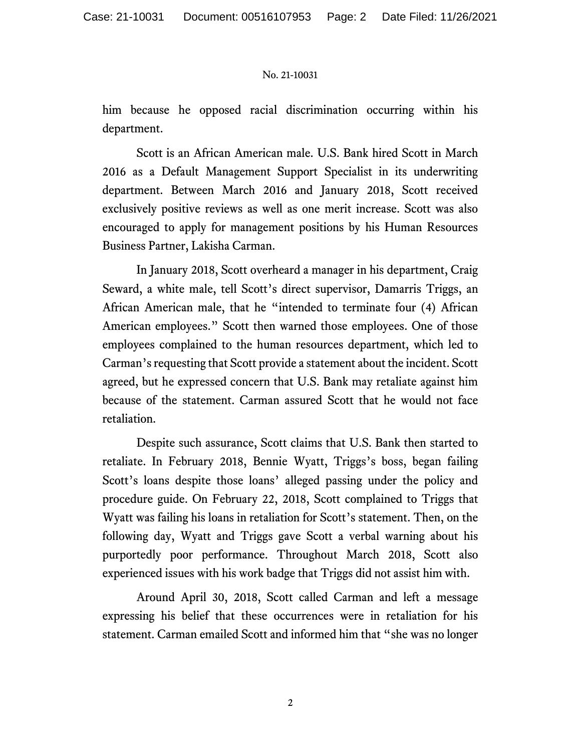him because he opposed racial discrimination occurring within his department.

Scott is an African American male. U.S. Bank hired Scott in March 2016 as a Default Management Support Specialist in its underwriting department. Between March 2016 and January 2018, Scott received exclusively positive reviews as well as one merit increase. Scott was also encouraged to apply for management positions by his Human Resources Business Partner, Lakisha Carman.

In January 2018, Scott overheard a manager in his department, Craig Seward, a white male, tell Scott's direct supervisor, Damarris Triggs, an African American male, that he "intended to terminate four (4) African American employees." Scott then warned those employees. One of those employees complained to the human resources department, which led to Carman's requesting that Scott provide a statement about the incident. Scott agreed, but he expressed concern that U.S. Bank may retaliate against him because of the statement. Carman assured Scott that he would not face retaliation.

Despite such assurance, Scott claims that U.S. Bank then started to retaliate. In February 2018, Bennie Wyatt, Triggs's boss, began failing Scott's loans despite those loans' alleged passing under the policy and procedure guide. On February 22, 2018, Scott complained to Triggs that Wyatt was failing his loans in retaliation for Scott's statement. Then, on the following day, Wyatt and Triggs gave Scott a verbal warning about his purportedly poor performance. Throughout March 2018, Scott also experienced issues with his work badge that Triggs did not assist him with.

Around April 30, 2018, Scott called Carman and left a message expressing his belief that these occurrences were in retaliation for his statement. Carman emailed Scott and informed him that "she was no longer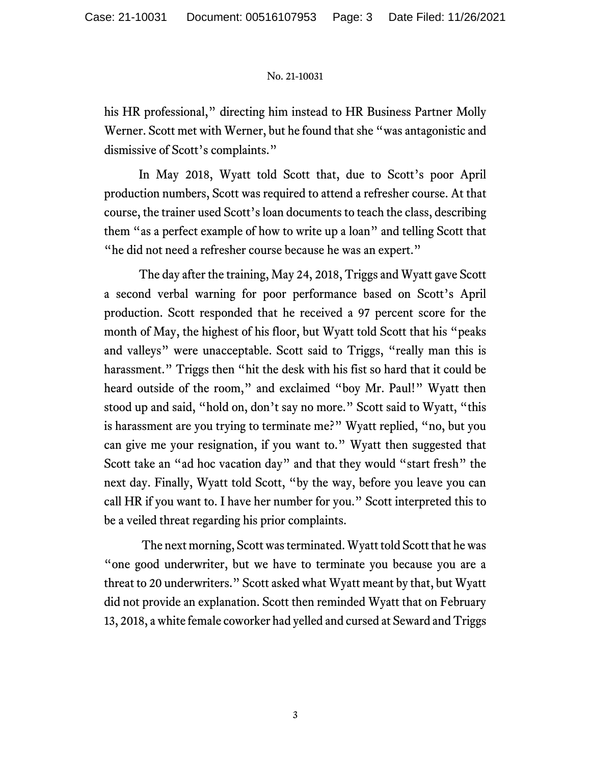his HR professional," directing him instead to HR Business Partner Molly Werner. Scott met with Werner, but he found that she "was antagonistic and dismissive of Scott's complaints."

In May 2018, Wyatt told Scott that, due to Scott's poor April production numbers, Scott was required to attend a refresher course. At that course, the trainer used Scott's loan documents to teach the class, describing them "as a perfect example of how to write up a loan" and telling Scott that "he did not need a refresher course because he was an expert."

The day after the training, May 24, 2018, Triggs and Wyatt gave Scott a second verbal warning for poor performance based on Scott's April production. Scott responded that he received a 97 percent score for the month of May, the highest of his floor, but Wyatt told Scott that his "peaks and valleys" were unacceptable. Scott said to Triggs, "really man this is harassment." Triggs then "hit the desk with his fist so hard that it could be heard outside of the room," and exclaimed "boy Mr. Paul!" Wyatt then stood up and said, "hold on, don't say no more." Scott said to Wyatt, "this is harassment are you trying to terminate me?" Wyatt replied, "no, but you can give me your resignation, if you want to." Wyatt then suggested that Scott take an "ad hoc vacation day" and that they would "start fresh" the next day. Finally, Wyatt told Scott, "by the way, before you leave you can call HR if you want to. I have her number for you." Scott interpreted this to be a veiled threat regarding his prior complaints.

The next morning, Scott was terminated. Wyatt told Scott that he was "one good underwriter, but we have to terminate you because you are a threat to 20 underwriters." Scott asked what Wyatt meant by that, but Wyatt did not provide an explanation. Scott then reminded Wyatt that on February 13, 2018, a white female coworker had yelled and cursed at Seward and Triggs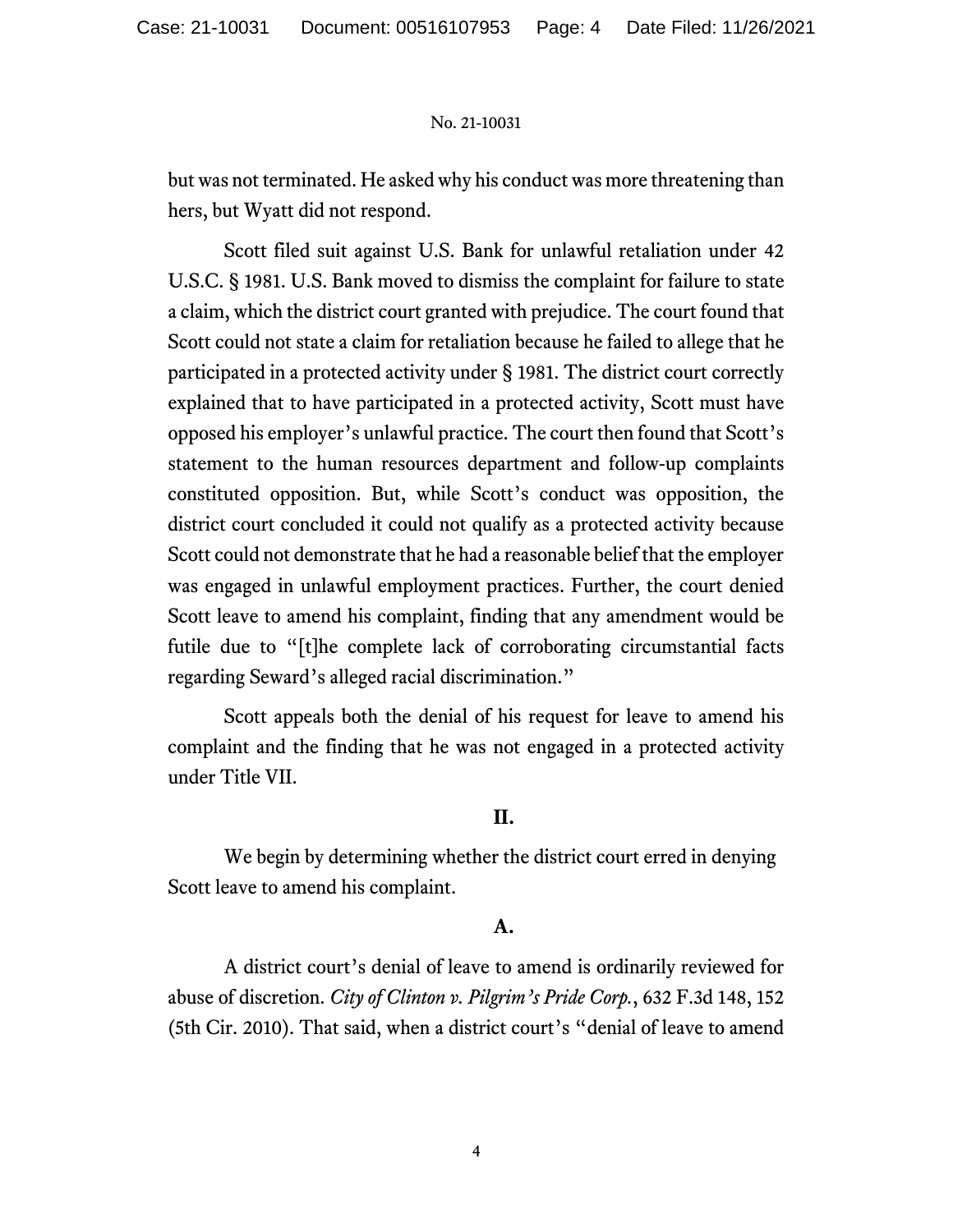but was not terminated. He asked why his conduct was more threatening than hers, but Wyatt did not respond.

Scott filed suit against U.S. Bank for unlawful retaliation under 42 U.S.C. § 1981. U.S. Bank moved to dismiss the complaint for failure to state a claim, which the district court granted with prejudice. The court found that Scott could not state a claim for retaliation because he failed to allege that he participated in a protected activity under § 1981. The district court correctly explained that to have participated in a protected activity, Scott must have opposed his employer's unlawful practice. The court then found that Scott's statement to the human resources department and follow-up complaints constituted opposition. But, while Scott's conduct was opposition, the district court concluded it could not qualify as a protected activity because Scott could not demonstrate that he had a reasonable belief that the employer was engaged in unlawful employment practices. Further, the court denied Scott leave to amend his complaint, finding that any amendment would be futile due to "[t]he complete lack of corroborating circumstantial facts regarding Seward's alleged racial discrimination."

Scott appeals both the denial of his request for leave to amend his complaint and the finding that he was not engaged in a protected activity under Title VII.

## II.

We begin by determining whether the district court erred in denying Scott leave to amend his complaint.

### A.

A district court's denial of leave to amend is ordinarily reviewed for abuse of discretion. *City of Clinton v. Pilgrim's Pride Corp.*, 632 F.3d 148, 152 (5th Cir. 2010). That said, when a district court's "denial of leave to amend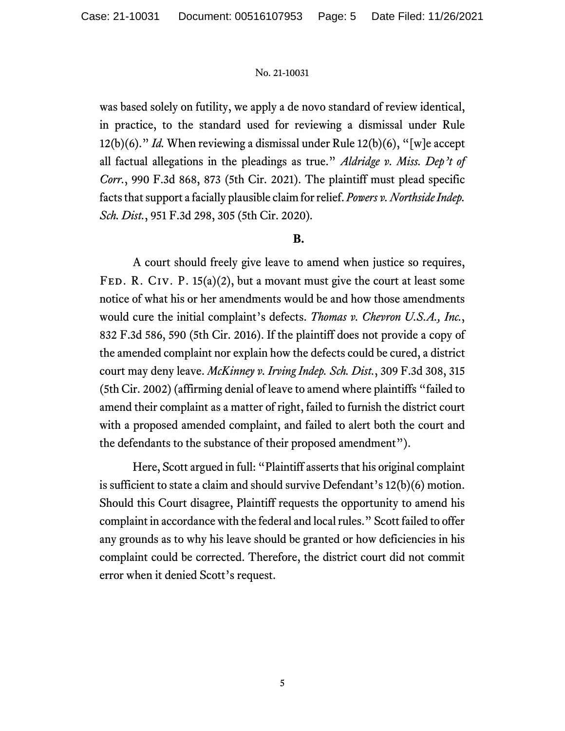was based solely on futility, we apply a de novo standard of review identical, in practice, to the standard used for reviewing a dismissal under Rule 12(b)(6)." *Id.* When reviewing a dismissal under Rule 12(b)(6), "[w]e accept all factual allegations in the pleadings as true." *Aldridge v. Miss. Dep't of Corr.*, 990 F.3d 868, 873 (5th Cir. 2021). The plaintiff must plead specific facts that support a facially plausible claim for relief. *Powers v. Northside Indep. Sch. Dist.*, 951 F.3d 298, 305 (5th Cir. 2020).

**B.**

A court should freely give leave to amend when justice so requires, Fed. R. Civ. P. 15(a)(2), but a movant must give the court at least some notice of what his or her amendments would be and how those amendments would cure the initial complaint's defects. *Thomas v. Chevron U.S.A., Inc.*, 832 F.3d 586, 590 (5th Cir. 2016). If the plaintiff does not provide a copy of the amended complaint nor explain how the defects could be cured, a district court may deny leave. *McKinney v. Irving Indep. Sch. Dist.*, 309 F.3d 308, 315 (5th Cir. 2002) (affirming denial of leave to amend where plaintiffs "failed to amend their complaint as a matter of right, failed to furnish the district court with a proposed amended complaint, and failed to alert both the court and the defendants to the substance of their proposed amendment").

Here, Scott argued in full: "Plaintiff asserts that his original complaint is sufficient to state a claim and should survive Defendant's 12(b)(6) motion. Should this Court disagree, Plaintiff requests the opportunity to amend his complaint in accordance with the federal and local rules." Scott failed to offer any grounds as to why his leave should be granted or how deficiencies in his complaint could be corrected. Therefore, the district court did not commit error when it denied Scott's request.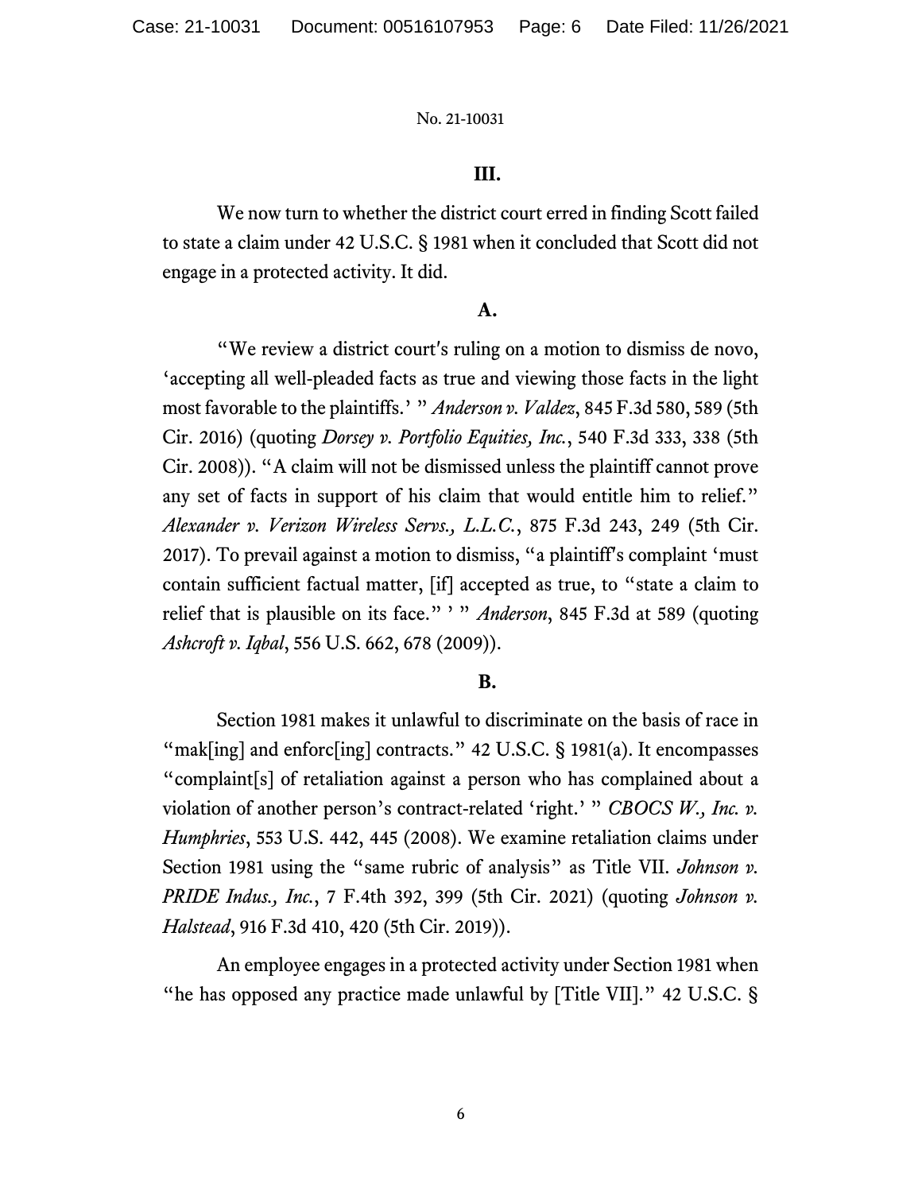### III.

We now turn to whether the district court erred in finding Scott failed to state a claim under 42 U.S.C. § 1981 when it concluded that Scott did not engage in a protected activity. It did.

### A.

"We review a district court's ruling on a motion to dismiss de novo, 'accepting all well-pleaded facts as true and viewing those facts in the light most favorable to the plaintiffs.' " *Anderson v. Valdez*, 845 F.3d 580, 589 (5th Cir. 2016) (quoting *Dorsey v. Portfolio Equities, Inc.*, 540 F.3d 333, 338 (5th Cir. 2008)). "A claim will not be dismissed unless the plaintiff cannot prove any set of facts in support of his claim that would entitle him to relief." *Alexander v. Verizon Wireless Servs., L.L.C.*, 875 F.3d 243, 249 (5th Cir. 2017). To prevail against a motion to dismiss, "a plaintiff's complaint 'must contain sufficient factual matter, [if] accepted as true, to "state a claim to relief that is plausible on its face." ' " *Anderson*, 845 F.3d at 589 (quoting *Ashcroft v. Iqbal*, 556 U.S. 662, 678 (2009)).

### B.

Section 1981 makes it unlawful to discriminate on the basis of race in "mak[ing] and enforc[ing] contracts." 42 U.S.C. § 1981(a). It encompasses "complaint[s] of retaliation against a person who has complained about a violation of another person's contract-related 'right.' " *CBOCS W., Inc. v. Humphries*, 553 U.S. 442, 445 (2008). We examine retaliation claims under Section 1981 using the "same rubric of analysis" as Title VII. *Johnson v. PRIDE Indus., Inc.*, 7 F.4th 392, 399 (5th Cir. 2021) (quoting *Johnson v. Halstead*, 916 F.3d 410, 420 (5th Cir. 2019)).

An employee engages in a protected activity under Section 1981 when "he has opposed any practice made unlawful by [Title VII]." 42 U.S.C. §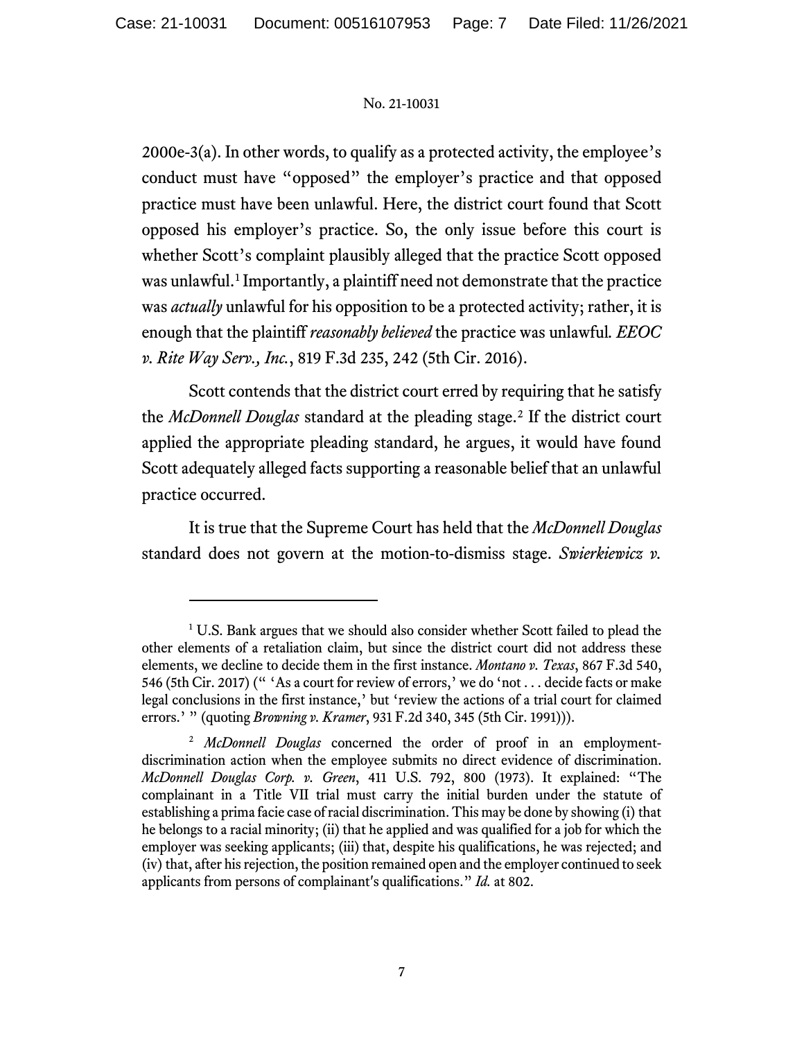2000e-3(a). In other words, to qualify as a protected activity, the employee's conduct must have "opposed" the employer's practice and that opposed practice must have been unlawful. Here, the district court found that Scott opposed his employer's practice. So, the only issue before this court is whether Scott's complaint plausibly alleged that the practice Scott opposed was unlawful.[1] Importantly, a plaintiff need not demonstrate that the practice was *actually* unlawful for his opposition to be a protected activity; rather, it is enough that the plaintiff *reasonably believed* the practice was unlawful. *EEOC v. Rite Way Serv., Inc.*, 819 F.3d 235, 242 (5th Cir. 2016).

Scott contends that the district court erred by requiring that he satisfy the *McDonnell Douglas* standard at the pleading stage.[2] If the district court applied the appropriate pleading standard, he argues, it would have found Scott adequately alleged facts supporting a reasonable belief that an unlawful practice occurred.

It is true that the Supreme Court has held that the *McDonnell Douglas* standard does not govern at the motion-to-dismiss stage. *Swierkiewicz v.*

---

[1] U.S. Bank argues that we should also consider whether Scott failed to plead the other elements of a retaliation claim, but since the district court did not address these elements, we decline to decide them in the first instance. *Montano v. Texas*, 867 F.3d 540, 546 (5th Cir. 2017) (" 'As a court for review of errors,' we do 'not . . . decide facts or make legal conclusions in the first instance,' but 'review the actions of a trial court for claimed errors.' " (quoting *Browning v. Kramer*, 931 F.2d 340, 345 (5th Cir. 1991))).

[2] *McDonnell Douglas* concerned the order of proof in an employment-discrimination action when the employee submits no direct evidence of discrimination. *McDonnell Douglas Corp. v. Green*, 411 U.S. 792, 800 (1973). It explained: "The complainant in a Title VII trial must carry the initial burden under the statute of establishing a prima facie case of racial discrimination. This may be done by showing (i) that he belongs to a racial minority; (ii) that he applied and was qualified for a job for which the employer was seeking applicants; (iii) that, despite his qualifications, he was rejected; and (iv) that, after his rejection, the position remained open and the employer continued to seek applicants from persons of complainant's qualifications." *Id.* at 802.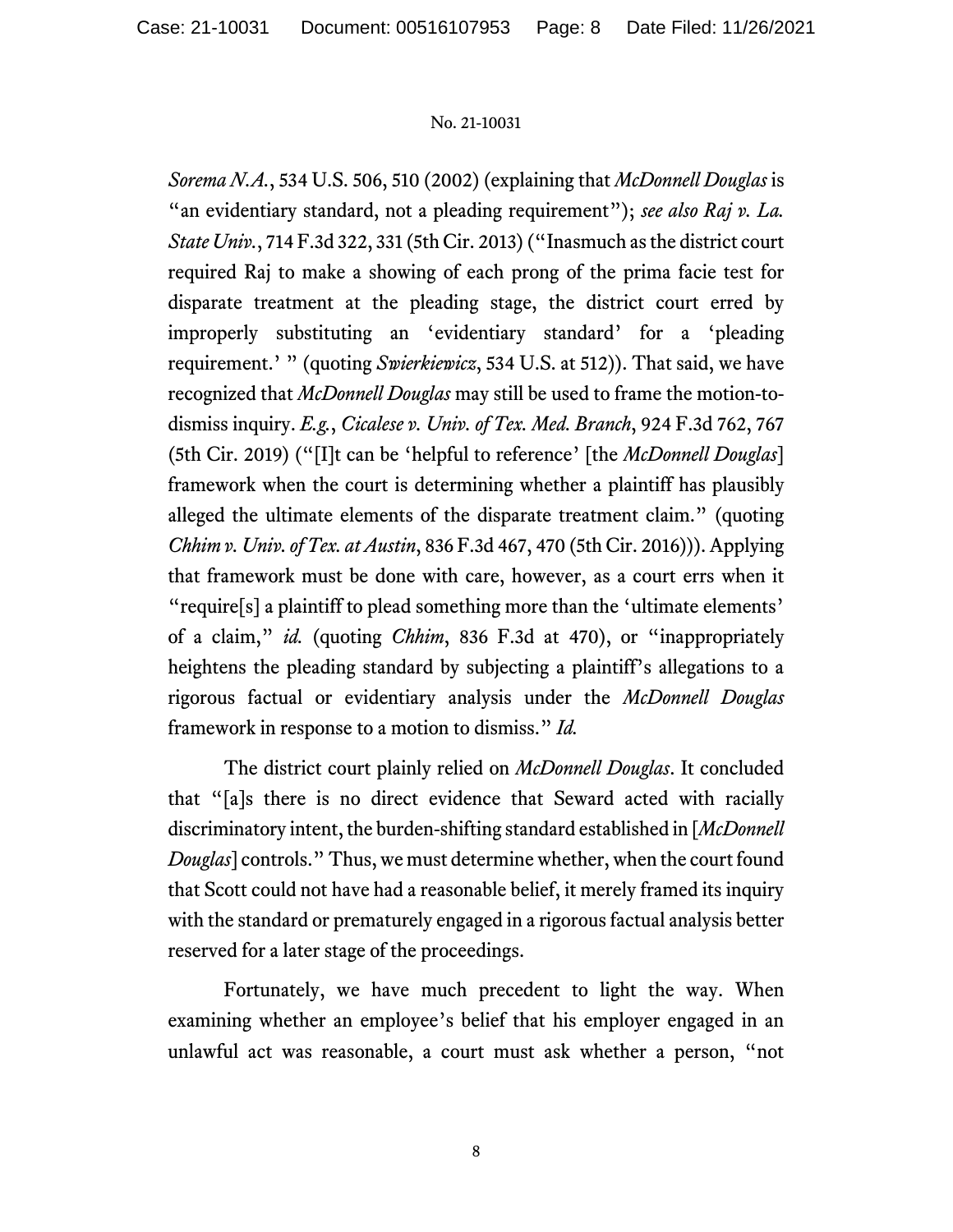*Sorema N.A.*, 534 U.S. 506, 510 (2002) (explaining that *McDonnell Douglas* is "an evidentiary standard, not a pleading requirement"); *see also Raj v. La. State Univ.*, 714 F.3d 322, 331 (5th Cir. 2013) ("Inasmuch as the district court required Raj to make a showing of each prong of the prima facie test for disparate treatment at the pleading stage, the district court erred by improperly substituting an 'evidentiary standard' for a 'pleading requirement.' " (quoting *Swierkiewicz*, 534 U.S. at 512)). That said, we have recognized that *McDonnell Douglas* may still be used to frame the motion-to-dismiss inquiry. *E.g.*, *Cicalese v. Univ. of Tex. Med. Branch*, 924 F.3d 762, 767 (5th Cir. 2019) ("[I]t can be 'helpful to reference' [the *McDonnell Douglas*] framework when the court is determining whether a plaintiff has plausibly alleged the ultimate elements of the disparate treatment claim." (quoting *Chhim v. Univ. of Tex. at Austin*, 836 F.3d 467, 470 (5th Cir. 2016))). Applying that framework must be done with care, however, as a court errs when it "require[s] a plaintiff to plead something more than the 'ultimate elements' of a claim," *id.* (quoting *Chhim*, 836 F.3d at 470), or "inappropriately heightens the pleading standard by subjecting a plaintiff's allegations to a rigorous factual or evidentiary analysis under the *McDonnell Douglas* framework in response to a motion to dismiss." *Id.*

The district court plainly relied on *McDonnell Douglas*. It concluded that "[a]s there is no direct evidence that Seward acted with racially discriminatory intent, the burden-shifting standard established in [*McDonnell Douglas*] controls." Thus, we must determine whether, when the court found that Scott could not have had a reasonable belief, it merely framed its inquiry with the standard or prematurely engaged in a rigorous factual analysis better reserved for a later stage of the proceedings.

Fortunately, we have much precedent to light the way. When examining whether an employee's belief that his employer engaged in an unlawful act was reasonable, a court must ask whether a person, "not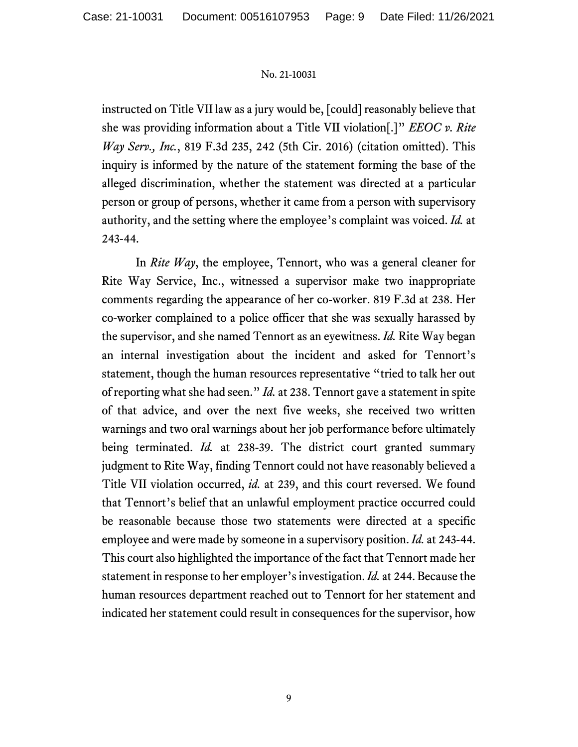instructed on Title VII law as a jury would be, [could] reasonably believe that she was providing information about a Title VII violation[.]" *EEOC v. Rite Way Serv., Inc.*, 819 F.3d 235, 242 (5th Cir. 2016) (citation omitted). This inquiry is informed by the nature of the statement forming the base of the alleged discrimination, whether the statement was directed at a particular person or group of persons, whether it came from a person with supervisory authority, and the setting where the employee's complaint was voiced. *Id.* at 243-44.

In *Rite Way*, the employee, Tennort, who was a general cleaner for Rite Way Service, Inc., witnessed a supervisor make two inappropriate comments regarding the appearance of her co-worker. 819 F.3d at 238. Her co-worker complained to a police officer that she was sexually harassed by the supervisor, and she named Tennort as an eyewitness. *Id.* Rite Way began an internal investigation about the incident and asked for Tennort's statement, though the human resources representative "tried to talk her out of reporting what she had seen." *Id.* at 238. Tennort gave a statement in spite of that advice, and over the next five weeks, she received two written warnings and two oral warnings about her job performance before ultimately being terminated. *Id.* at 238-39. The district court granted summary judgment to Rite Way, finding Tennort could not have reasonably believed a Title VII violation occurred, *id.* at 239, and this court reversed. We found that Tennort's belief that an unlawful employment practice occurred could be reasonable because those two statements were directed at a specific employee and were made by someone in a supervisory position. *Id.* at 243-44. This court also highlighted the importance of the fact that Tennort made her statement in response to her employer's investigation. *Id.* at 244. Because the human resources department reached out to Tennort for her statement and indicated her statement could result in consequences for the supervisor, how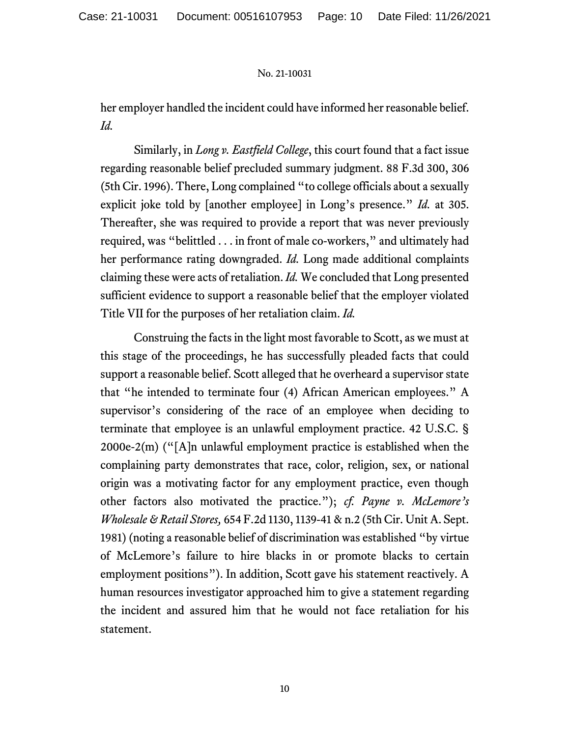her employer handled the incident could have informed her reasonable belief. *Id.*

Similarly, in *Long v. Eastfield College*, this court found that a fact issue regarding reasonable belief precluded summary judgment. 88 F.3d 300, 306 (5th Cir. 1996). There, Long complained "to college officials about a sexually explicit joke told by [another employee] in Long's presence." *Id.* at 305. Thereafter, she was required to provide a report that was never previously required, was "belittled . . . in front of male co-workers," and ultimately had her performance rating downgraded. *Id.* Long made additional complaints claiming these were acts of retaliation. *Id.* We concluded that Long presented sufficient evidence to support a reasonable belief that the employer violated Title VII for the purposes of her retaliation claim. *Id.*

Construing the facts in the light most favorable to Scott, as we must at this stage of the proceedings, he has successfully pleaded facts that could support a reasonable belief. Scott alleged that he overheard a supervisor state that "he intended to terminate four (4) African American employees." A supervisor's considering of the race of an employee when deciding to terminate that employee is an unlawful employment practice. 42 U.S.C. § 2000e-2(m) ("[A]n unlawful employment practice is established when the complaining party demonstrates that race, color, religion, sex, or national origin was a motivating factor for any employment practice, even though other factors also motivated the practice."); *cf. Payne v. McLemore's Wholesale & Retail Stores,* 654 F.2d 1130, 1139-41 & n.2 (5th Cir. Unit A. Sept. 1981) (noting a reasonable belief of discrimination was established "by virtue of McLemore's failure to hire blacks in or promote blacks to certain employment positions"). In addition, Scott gave his statement reactively. A human resources investigator approached him to give a statement regarding the incident and assured him that he would not face retaliation for his statement.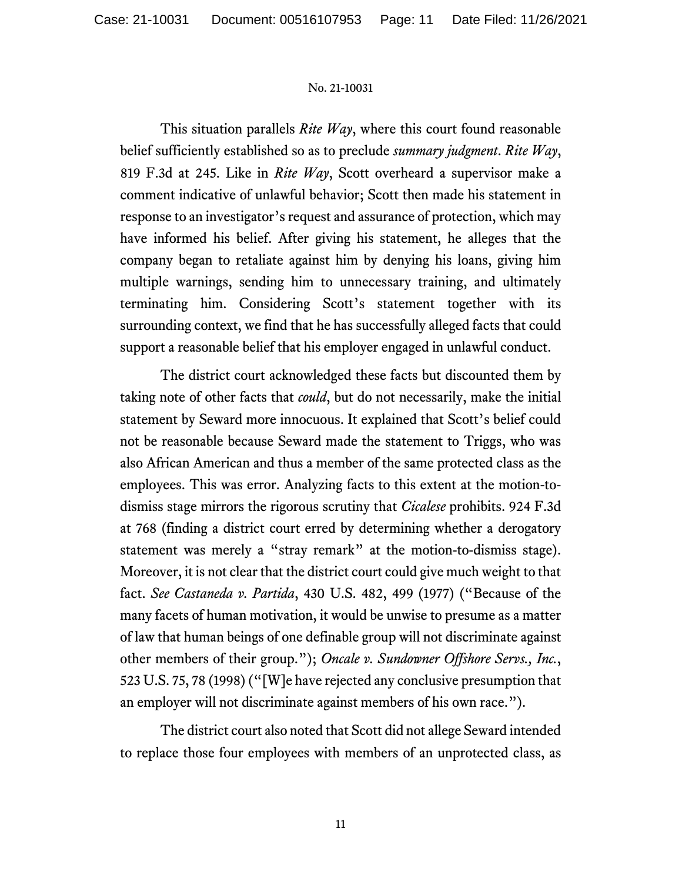This situation parallels *Rite Way*, where this court found reasonable belief sufficiently established so as to preclude *summary judgment*. *Rite Way*, 819 F.3d at 245. Like in *Rite Way*, Scott overheard a supervisor make a comment indicative of unlawful behavior; Scott then made his statement in response to an investigator's request and assurance of protection, which may have informed his belief. After giving his statement, he alleges that the company began to retaliate against him by denying his loans, giving him multiple warnings, sending him to unnecessary training, and ultimately terminating him. Considering Scott's statement together with its surrounding context, we find that he has successfully alleged facts that could support a reasonable belief that his employer engaged in unlawful conduct.

The district court acknowledged these facts but discounted them by taking note of other facts that *could*, but do not necessarily, make the initial statement by Seward more innocuous. It explained that Scott's belief could not be reasonable because Seward made the statement to Triggs, who was also African American and thus a member of the same protected class as the employees. This was error. Analyzing facts to this extent at the motion-to-dismiss stage mirrors the rigorous scrutiny that *Cicalese* prohibits. 924 F.3d at 768 (finding a district court erred by determining whether a derogatory statement was merely a "stray remark" at the motion-to-dismiss stage). Moreover, it is not clear that the district court could give much weight to that fact. *See Castaneda v. Partida*, 430 U.S. 482, 499 (1977) ("Because of the many facets of human motivation, it would be unwise to presume as a matter of law that human beings of one definable group will not discriminate against other members of their group."); *Oncale v. Sundowner Offshore Servs., Inc.*, 523 U.S. 75, 78 (1998) ("[W]e have rejected any conclusive presumption that an employer will not discriminate against members of his own race.").

The district court also noted that Scott did not allege Seward intended to replace those four employees with members of an unprotected class, as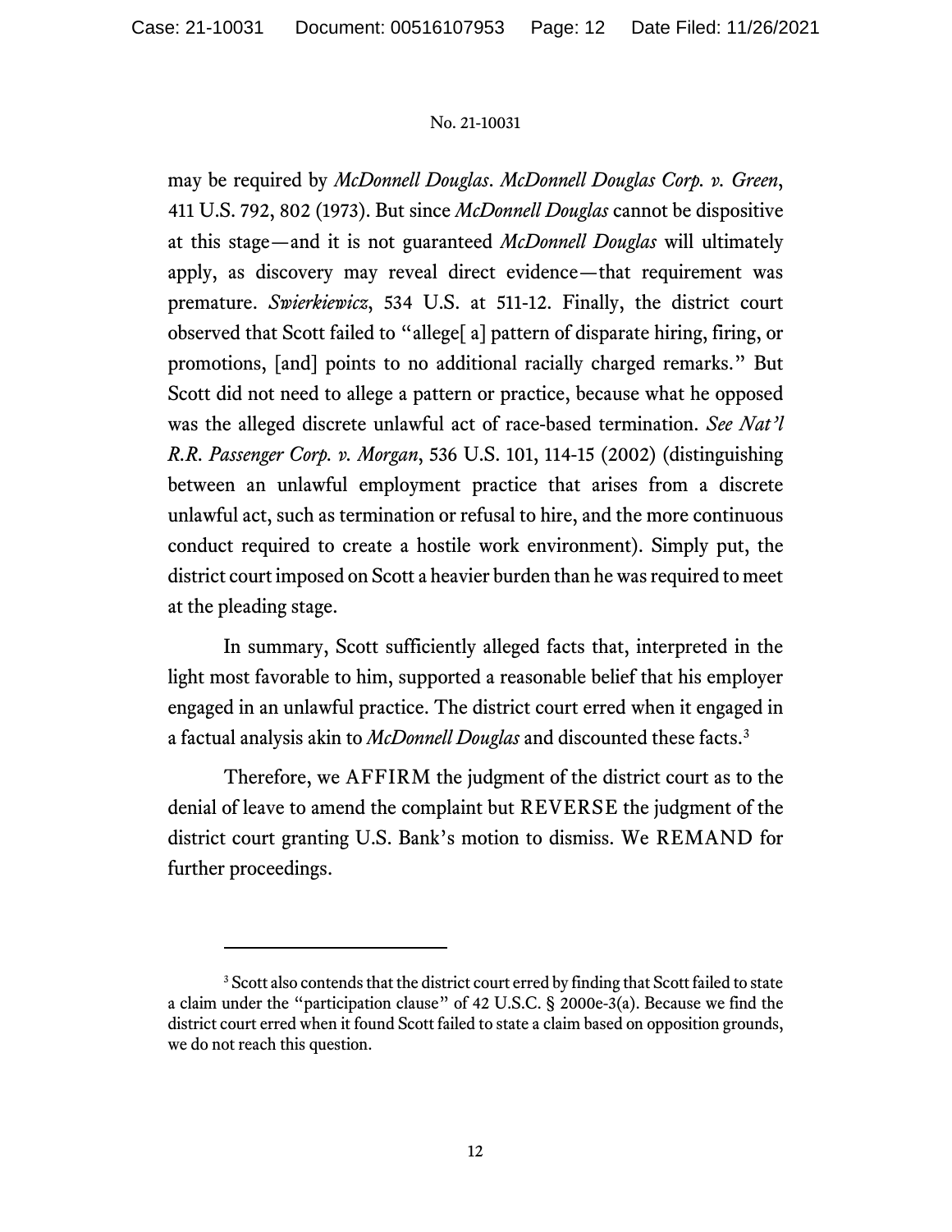may be required by *McDonnell Douglas*. *McDonnell Douglas Corp. v. Green*, 411 U.S. 792, 802 (1973). But since *McDonnell Douglas* cannot be dispositive at this stage—and it is not guaranteed *McDonnell Douglas* will ultimately apply, as discovery may reveal direct evidence—that requirement was premature. *Swierkiewicz*, 534 U.S. at 511-12. Finally, the district court observed that Scott failed to "allege[ a] pattern of disparate hiring, firing, or promotions, [and] points to no additional racially charged remarks." But Scott did not need to allege a pattern or practice, because what he opposed was the alleged discrete unlawful act of race-based termination. *See Nat'l R.R. Passenger Corp. v. Morgan*, 536 U.S. 101, 114-15 (2002) (distinguishing between an unlawful employment practice that arises from a discrete unlawful act, such as termination or refusal to hire, and the more continuous conduct required to create a hostile work environment). Simply put, the district court imposed on Scott a heavier burden than he was required to meet at the pleading stage.

In summary, Scott sufficiently alleged facts that, interpreted in the light most favorable to him, supported a reasonable belief that his employer engaged in an unlawful practice. The district court erred when it engaged in a factual analysis akin to *McDonnell Douglas* and discounted these facts.[3]

Therefore, we AFFIRM the judgment of the district court as to the denial of leave to amend the complaint but REVERSE the judgment of the district court granting U.S. Bank's motion to dismiss. We REMAND for further proceedings.

---

[3] Scott also contends that the district court erred by finding that Scott failed to state a claim under the "participation clause" of 42 U.S.C. § 2000e-3(a). Because we find the district court erred when it found Scott failed to state a claim based on opposition grounds, we do not reach this question.